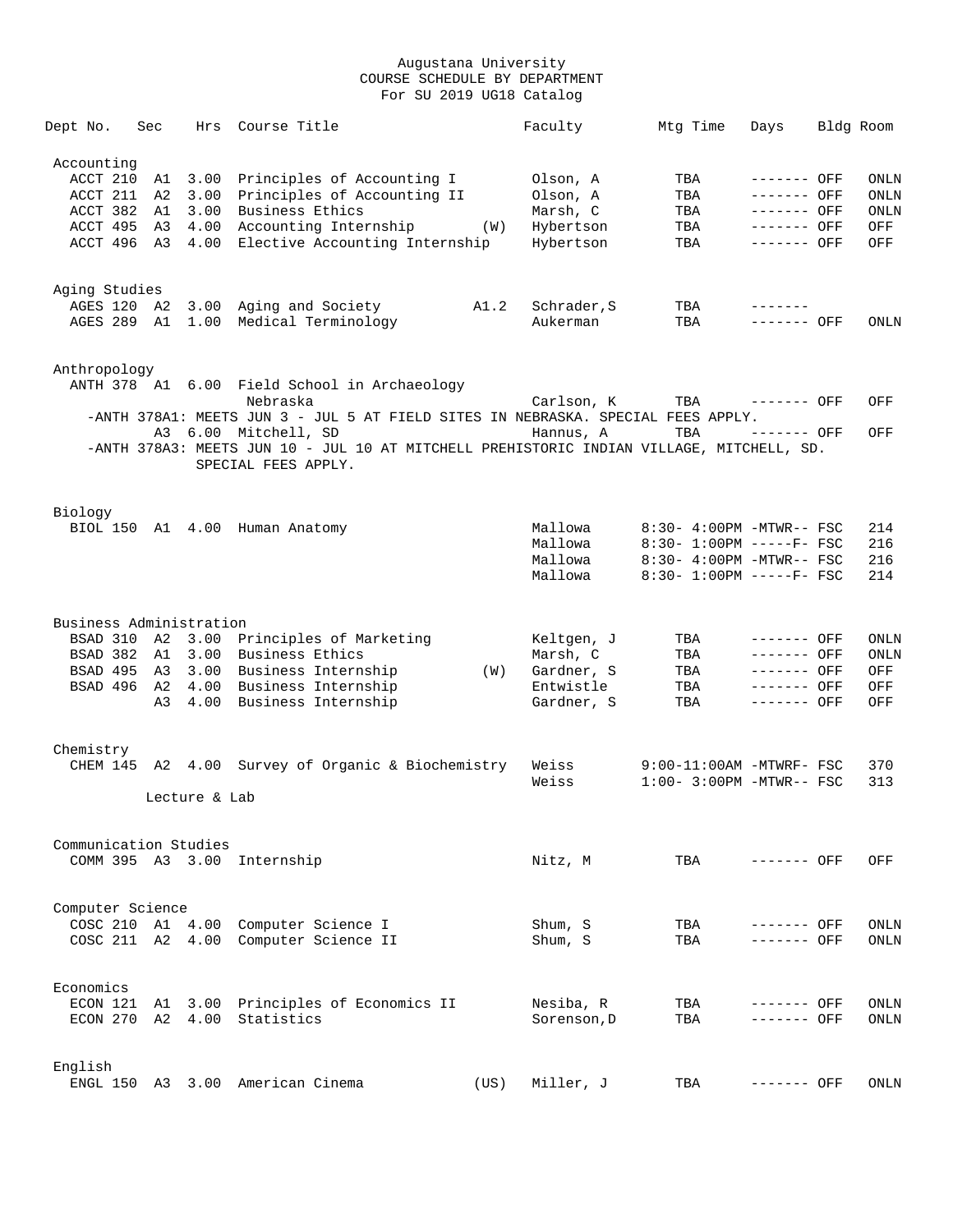# Augustana University
## COURSE SCHEDULE BY DEPARTMENT
### For SU 2019 UG18 Catalog

| Dept No. | Sec | Hrs | Course Title | | Faculty | Mtg Time | Days | Bldg | Room |
|---|---|---|---|---|---|---|---|---|---|
| **Accounting** | | | | | | | | | |
| ACCT 210 | A1 | 3.00 | Principles of Accounting I | | Olson, A | TBA | ------- | OFF | ONLN |
| ACCT 211 | A2 | 3.00 | Principles of Accounting II | | Olson, A | TBA | ------- | OFF | ONLN |
| ACCT 382 | A1 | 3.00 | Business Ethics | | Marsh, C | TBA | ------- | OFF | ONLN |
| ACCT 495 | A3 | 4.00 | Accounting Internship | (W) | Hybertson | TBA | ------- | OFF | OFF |
| ACCT 496 | A3 | 4.00 | Elective Accounting Internship | | Hybertson | TBA | ------- | OFF | OFF |
| **Aging Studies** | | | | | | | | | |
| AGES 120 | A2 | 3.00 | Aging and Society | A1.2 | Schrader,S | TBA | ------- | | |
| AGES 289 | A1 | 1.00 | Medical Terminology | | Aukerman | TBA | ------- | OFF | ONLN |
| **Anthropology** | | | | | | | | | |
| ANTH 378 | A1 | 6.00 | Field School in Archaeology Nebraska | | Carlson, K | TBA | ------- | OFF | OFF |
| | | | -ANTH 378A1: MEETS JUN 3 - JUL 5 AT FIELD SITES IN NEBRASKA. SPECIAL FEES APPLY. | | | | | | |
| | A3 | 6.00 | Mitchell, SD | | Hannus, A | TBA | ------- | OFF | OFF |
| | | | -ANTH 378A3: MEETS JUN 10 - JUL 10 AT MITCHELL PREHISTORIC INDIAN VILLAGE, MITCHELL, SD. SPECIAL FEES APPLY. | | | | | | |
| **Biology** | | | | | | | | | |
| BIOL 150 | A1 | 4.00 | Human Anatomy | | Mallowa | 8:30- 4:00PM | -MTWR-- | FSC | 214 |
| | | | | | Mallowa | 8:30- 1:00PM | -----F- | FSC | 216 |
| | | | | | Mallowa | 8:30- 4:00PM | -MTWR-- | FSC | 216 |
| | | | | | Mallowa | 8:30- 1:00PM | -----F- | FSC | 214 |
| **Business Administration** | | | | | | | | | |
| BSAD 310 | A2 | 3.00 | Principles of Marketing | | Keltgen, J | TBA | ------- | OFF | ONLN |
| BSAD 382 | A1 | 3.00 | Business Ethics | | Marsh, C | TBA | ------- | OFF | ONLN |
| BSAD 495 | A3 | 3.00 | Business Internship | (W) | Gardner, S | TBA | ------- | OFF | OFF |
| BSAD 496 | A2 | 4.00 | Business Internship | | Entwistle | TBA | ------- | OFF | OFF |
| | A3 | 4.00 | Business Internship | | Gardner, S | TBA | ------- | OFF | OFF |
| **Chemistry** | | | | | | | | | |
| CHEM 145 | A2 | 4.00 | Survey of Organic & Biochemistry | | Weiss | 9:00-11:00AM | -MTWRF- | FSC | 370 |
| | | | | | Weiss | 1:00- 3:00PM | -MTWR-- | FSC | 313 |
| | Lecture & Lab | | | | | | | | |
| **Communication Studies** | | | | | | | | | |
| COMM 395 | A3 | 3.00 | Internship | | Nitz, M | TBA | ------- | OFF | OFF |
| **Computer Science** | | | | | | | | | |
| COSC 210 | A1 | 4.00 | Computer Science I | | Shum, S | TBA | ------- | OFF | ONLN |
| COSC 211 | A2 | 4.00 | Computer Science II | | Shum, S | TBA | ------- | OFF | ONLN |
| **Economics** | | | | | | | | | |
| ECON 121 | A1 | 3.00 | Principles of Economics II | | Nesiba, R | TBA | ------- | OFF | ONLN |
| ECON 270 | A2 | 4.00 | Statistics | | Sorenson,D | TBA | ------- | OFF | ONLN |
| **English** | | | | | | | | | |
| ENGL 150 | A3 | 3.00 | American Cinema | (US) | Miller, J | TBA | ------- | OFF | ONLN |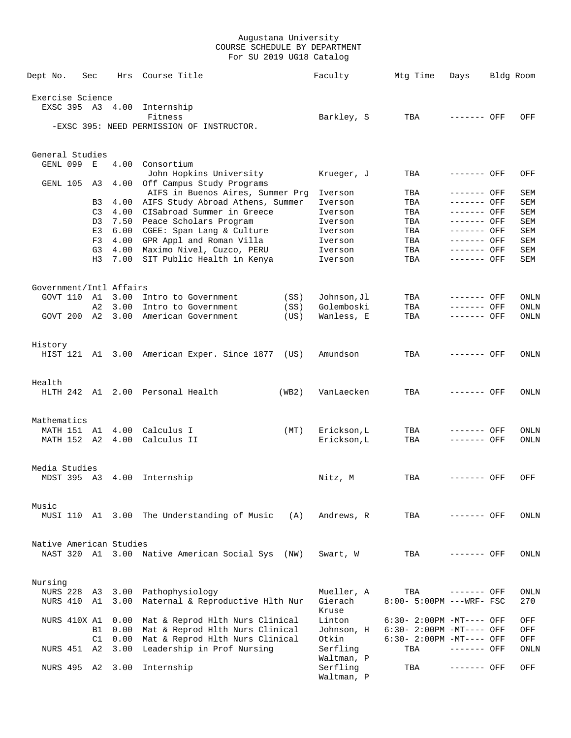Augustana University
COURSE SCHEDULE BY DEPARTMENT
For SU 2019 UG18 Catalog

| Dept No. | Sec | Hrs | Course Title | | Faculty | Mtg Time | Days | Bldg | Room |
|---|---|---|---|---|---|---|---|---|---|
| **Exercise Science** | | | | | | | | | |
| EXSC 395 | A3 | 4.00 | Internship<br>Fitness | | Barkley, S | TBA | ------- | OFF | OFF |
| -EXSC 395: NEED PERMISSION OF INSTRUCTOR. | | | | | | | | | |
| **General Studies** | | | | | | | | | |
| GENL 099 | E | 4.00 | Consortium<br>John Hopkins University | | Krueger, J | TBA | ------- | OFF | OFF |
| GENL 105 | A3 | 4.00 | Off Campus Study Programs<br>AIFS in Buenos Aires, Summer Prg | | Iverson | TBA | ------- | OFF | SEM |
| | B3 | 4.00 | AIFS Study Abroad Athens, Summer | | Iverson | TBA | ------- | OFF | SEM |
| | C3 | 4.00 | CISabroad Summer in Greece | | Iverson | TBA | ------- | OFF | SEM |
| | D3 | 7.50 | Peace Scholars Program | | Iverson | TBA | ------- | OFF | SEM |
| | E3 | 6.00 | CGEE: Span Lang & Culture | | Iverson | TBA | ------- | OFF | SEM |
| | F3 | 4.00 | GPR Appl and Roman Villa | | Iverson | TBA | ------- | OFF | SEM |
| | G3 | 4.00 | Maximo Nivel, Cuzco, PERU | | Iverson | TBA | ------- | OFF | SEM |
| | H3 | 7.00 | SIT Public Health in Kenya | | Iverson | TBA | ------- | OFF | SEM |
| **Government/Intl Affairs** | | | | | | | | | |
| GOVT 110 | A1 | 3.00 | Intro to Government | (SS) | Johnson,Jl | TBA | ------- | OFF | ONLN |
| | A2 | 3.00 | Intro to Government | (SS) | Golemboski | TBA | ------- | OFF | ONLN |
| GOVT 200 | A2 | 3.00 | American Government | (US) | Wanless, E | TBA | ------- | OFF | ONLN |
| **History** | | | | | | | | | |
| HIST 121 | A1 | 3.00 | American Exper. Since 1877 | (US) | Amundson | TBA | ------- | OFF | ONLN |
| **Health** | | | | | | | | | |
| HLTH 242 | A1 | 2.00 | Personal Health | (WB2) | VanLaecken | TBA | ------- | OFF | ONLN |
| **Mathematics** | | | | | | | | | |
| MATH 151 | A1 | 4.00 | Calculus I | (MT) | Erickson,L | TBA | ------- | OFF | ONLN |
| MATH 152 | A2 | 4.00 | Calculus II | | Erickson,L | TBA | ------- | OFF | ONLN |
| **Media Studies** | | | | | | | | | |
| MDST 395 | A3 | 4.00 | Internship | | Nitz, M | TBA | ------- | OFF | OFF |
| **Music** | | | | | | | | | |
| MUSI 110 | A1 | 3.00 | The Understanding of Music | (A) | Andrews, R | TBA | ------- | OFF | ONLN |
| **Native American Studies** | | | | | | | | | |
| NAST 320 | A1 | 3.00 | Native American Social Sys | (NW) | Swart, W | TBA | ------- | OFF | ONLN |
| **Nursing** | | | | | | | | | |
| NURS 228 | A3 | 3.00 | Pathophysiology | | Mueller, A | TBA | ------- | OFF | ONLN |
| NURS 410 | A1 | 3.00 | Maternal & Reproductive Hlth Nur | | Gierach<br>Kruse | 8:00- 5:00PM | ---WRF- | FSC | 270 |
| NURS 410X | A1 | 0.00 | Mat & Reprod Hlth Nurs Clinical | | Linton | 6:30- 2:00PM | -MT---- | OFF | OFF |
| | B1 | 0.00 | Mat & Reprod Hlth Nurs Clinical | | Johnson, H | 6:30- 2:00PM | -MT---- | OFF | OFF |
| | C1 | 0.00 | Mat & Reprod Hlth Nurs Clinical | | Otkin | 6:30- 2:00PM | -MT---- | OFF | OFF |
| NURS 451 | A2 | 3.00 | Leadership in Prof Nursing | | Serfling<br>Waltman, P | TBA | ------- | OFF | ONLN |
| NURS 495 | A2 | 3.00 | Internship | | Serfling<br>Waltman, P | TBA | ------- | OFF | OFF |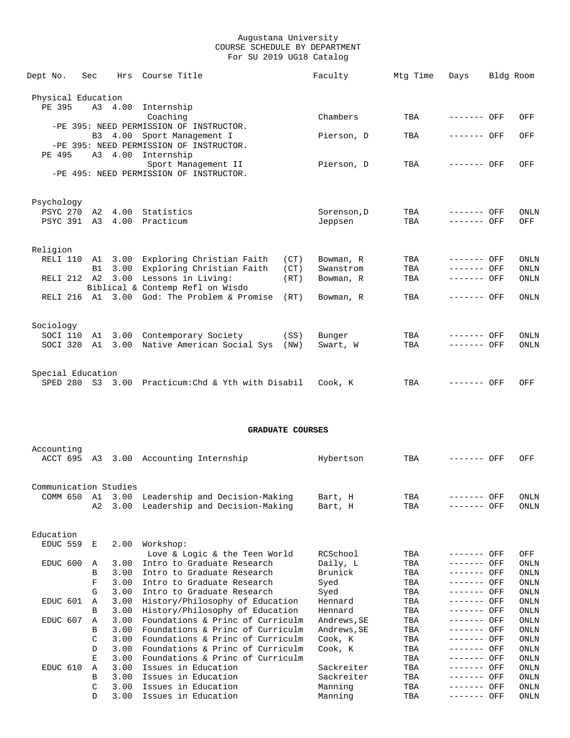Augustana University
COURSE SCHEDULE BY DEPARTMENT
For SU 2019 UG18 Catalog

| Dept No. | Sec | Hrs | Course Title | | Faculty | Mtg Time | Days | Bldg | Room |
|---|---|---|---|---|---|---|---|---|---|
| **Physical Education** | | | | | | | | | |
| PE 395 | A3 | 4.00 | Internship | | | | | | |
| | | | Coaching | | Chambers | TBA | ------- | OFF | OFF |
| | | | -PE 395: NEED PERMISSION OF INSTRUCTOR. | | | | | | |
| | B3 | 4.00 | Sport Management I | | Pierson, D | TBA | ------- | OFF | OFF |
| | | | -PE 395: NEED PERMISSION OF INSTRUCTOR. | | | | | | |
| PE 495 | A3 | 4.00 | Internship | | | | | | |
| | | | Sport Management II | | Pierson, D | TBA | ------- | OFF | OFF |
| | | | -PE 495: NEED PERMISSION OF INSTRUCTOR. | | | | | | |
| **Psychology** | | | | | | | | | |
| PSYC 270 | A2 | 4.00 | Statistics | | Sorenson,D | TBA | ------- | OFF | ONLN |
| PSYC 391 | A3 | 4.00 | Practicum | | Jeppsen | TBA | ------- | OFF | OFF |
| **Religion** | | | | | | | | | |
| RELI 110 | A1 | 3.00 | Exploring Christian Faith | (CT) | Bowman, R | TBA | ------- | OFF | ONLN |
| | B1 | 3.00 | Exploring Christian Faith | (CT) | Swanstrom | TBA | ------- | OFF | ONLN |
| RELI 212 | A2 | 3.00 | Lessons in Living: | (RT) | Bowman, R | TBA | ------- | OFF | ONLN |
| | | | Biblical & Contemp Refl on Wisdo | | | | | | |
| RELI 216 | A1 | 3.00 | God: The Problem & Promise | (RT) | Bowman, R | TBA | ------- | OFF | ONLN |
| **Sociology** | | | | | | | | | |
| SOCI 110 | A1 | 3.00 | Contemporary Society | (SS) | Bunger | TBA | ------- | OFF | ONLN |
| SOCI 320 | A1 | 3.00 | Native American Social Sys | (NW) | Swart, W | TBA | ------- | OFF | ONLN |
| **Special Education** | | | | | | | | | |
| SPED 280 | S3 | 3.00 | Practicum:Chd & Yth with Disabil | | Cook, K | TBA | ------- | OFF | OFF |

## GRADUATE COURSES

| Dept No. | Sec | Hrs | Course Title | Faculty | Mtg Time | Days | Bldg | Room |
|---|---|---|---|---|---|---|---|---|
| **Accounting** | | | | | | | | |
| ACCT 695 | A3 | 3.00 | Accounting Internship | Hybertson | TBA | ------- | OFF | OFF |
| **Communication Studies** | | | | | | | | |
| COMM 650 | A1 | 3.00 | Leadership and Decision-Making | Bart, H | TBA | ------- | OFF | ONLN |
| | A2 | 3.00 | Leadership and Decision-Making | Bart, H | TBA | ------- | OFF | ONLN |
| **Education** | | | | | | | | |
| EDUC 559 | E | 2.00 | Workshop: | | | | | |
| | | | Love & Logic & the Teen World | RCSchool | TBA | ------- | OFF | OFF |
| EDUC 600 | A | 3.00 | Intro to Graduate Research | Daily, L | TBA | ------- | OFF | ONLN |
| | B | 3.00 | Intro to Graduate Research | Brunick | TBA | ------- | OFF | ONLN |
| | F | 3.00 | Intro to Graduate Research | Syed | TBA | ------- | OFF | ONLN |
| | G | 3.00 | Intro to Graduate Research | Syed | TBA | ------- | OFF | ONLN |
| EDUC 601 | A | 3.00 | History/Philosophy of Education | Hennard | TBA | ------- | OFF | ONLN |
| | B | 3.00 | History/Philosophy of Education | Hennard | TBA | ------- | OFF | ONLN |
| EDUC 607 | A | 3.00 | Foundations & Princ of Curriculm | Andrews,SE | TBA | ------- | OFF | ONLN |
| | B | 3.00 | Foundations & Princ of Curriculm | Andrews,SE | TBA | ------- | OFF | ONLN |
| | C | 3.00 | Foundations & Princ of Curriculm | Cook, K | TBA | ------- | OFF | ONLN |
| | D | 3.00 | Foundations & Princ of Curriculm | Cook, K | TBA | ------- | OFF | ONLN |
| | E | 3.00 | Foundations & Princ of Curriculm | | TBA | ------- | OFF | ONLN |
| EDUC 610 | A | 3.00 | Issues in Education | Sackreiter | TBA | ------- | OFF | ONLN |
| | B | 3.00 | Issues in Education | Sackreiter | TBA | ------- | OFF | ONLN |
| | C | 3.00 | Issues in Education | Manning | TBA | ------- | OFF | ONLN |
| | D | 3.00 | Issues in Education | Manning | TBA | ------- | OFF | ONLN |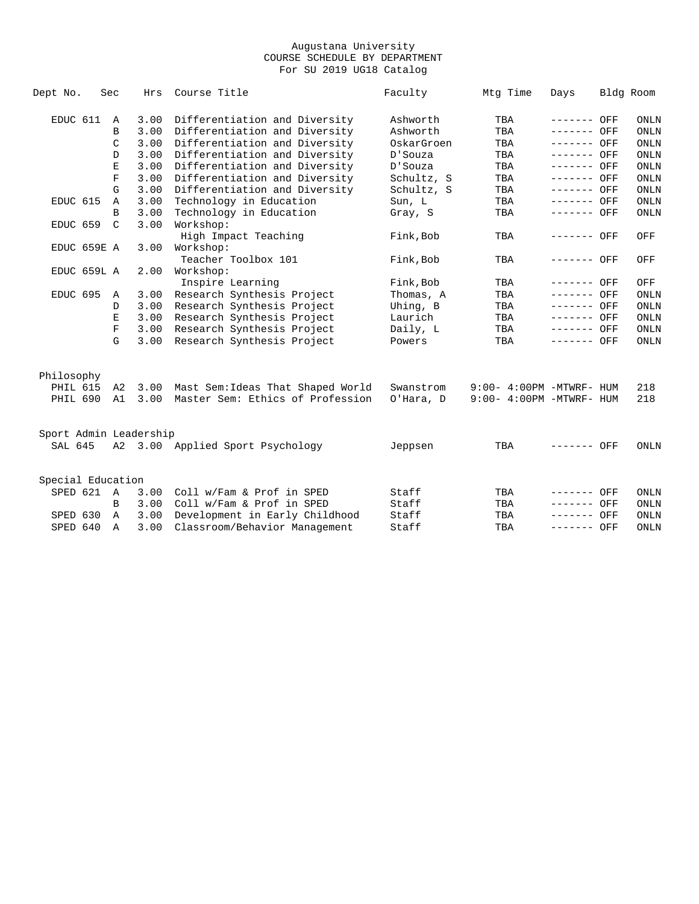Augustana University
COURSE SCHEDULE BY DEPARTMENT
For SU 2019 UG18 Catalog

| Dept No. | Sec | Hrs | Course Title | Faculty | Mtg Time | Days | Bldg | Room |
|---|---|---|---|---|---|---|---|---|
| EDUC 611 | A | 3.00 | Differentiation and Diversity | Ashworth | TBA | ------- | OFF | ONLN |
| | B | 3.00 | Differentiation and Diversity | Ashworth | TBA | ------- | OFF | ONLN |
| | C | 3.00 | Differentiation and Diversity | OskarGroen | TBA | ------- | OFF | ONLN |
| | D | 3.00 | Differentiation and Diversity | D'Souza | TBA | ------- | OFF | ONLN |
| | E | 3.00 | Differentiation and Diversity | D'Souza | TBA | ------- | OFF | ONLN |
| | F | 3.00 | Differentiation and Diversity | Schultz, S | TBA | ------- | OFF | ONLN |
| | G | 3.00 | Differentiation and Diversity | Schultz, S | TBA | ------- | OFF | ONLN |
| EDUC 615 | A | 3.00 | Technology in Education | Sun, L | TBA | ------- | OFF | ONLN |
| | B | 3.00 | Technology in Education | Gray, S | TBA | ------- | OFF | ONLN |
| EDUC 659 | C | 3.00 | Workshop: High Impact Teaching | Fink,Bob | TBA | ------- | OFF | OFF |
| EDUC 659E | A | 3.00 | Workshop: Teacher Toolbox 101 | Fink,Bob | TBA | ------- | OFF | OFF |
| EDUC 659L | A | 2.00 | Workshop: Inspire Learning | Fink,Bob | TBA | ------- | OFF | OFF |
| EDUC 695 | A | 3.00 | Research Synthesis Project | Thomas, A | TBA | ------- | OFF | ONLN |
| | D | 3.00 | Research Synthesis Project | Uhing, B | TBA | ------- | OFF | ONLN |
| | E | 3.00 | Research Synthesis Project | Laurich | TBA | ------- | OFF | ONLN |
| | F | 3.00 | Research Synthesis Project | Daily, L | TBA | ------- | OFF | ONLN |
| | G | 3.00 | Research Synthesis Project | Powers | TBA | ------- | OFF | ONLN |
| **Philosophy** | | | | | | | | |
| PHIL 615 | A2 | 3.00 | Mast Sem:Ideas That Shaped World | Swanstrom | 9:00- 4:00PM | -MTWRF- | HUM | 218 |
| PHIL 690 | A1 | 3.00 | Master Sem: Ethics of Profession | O'Hara, D | 9:00- 4:00PM | -MTWRF- | HUM | 218 |
| **Sport Admin Leadership** | | | | | | | | |
| SAL 645 | A2 | 3.00 | Applied Sport Psychology | Jeppsen | TBA | ------- | OFF | ONLN |
| **Special Education** | | | | | | | | |
| SPED 621 | A | 3.00 | Coll w/Fam & Prof in SPED | Staff | TBA | ------- | OFF | ONLN |
| | B | 3.00 | Coll w/Fam & Prof in SPED | Staff | TBA | ------- | OFF | ONLN |
| SPED 630 | A | 3.00 | Development in Early Childhood | Staff | TBA | ------- | OFF | ONLN |
| SPED 640 | A | 3.00 | Classroom/Behavior Management | Staff | TBA | ------- | OFF | ONLN |